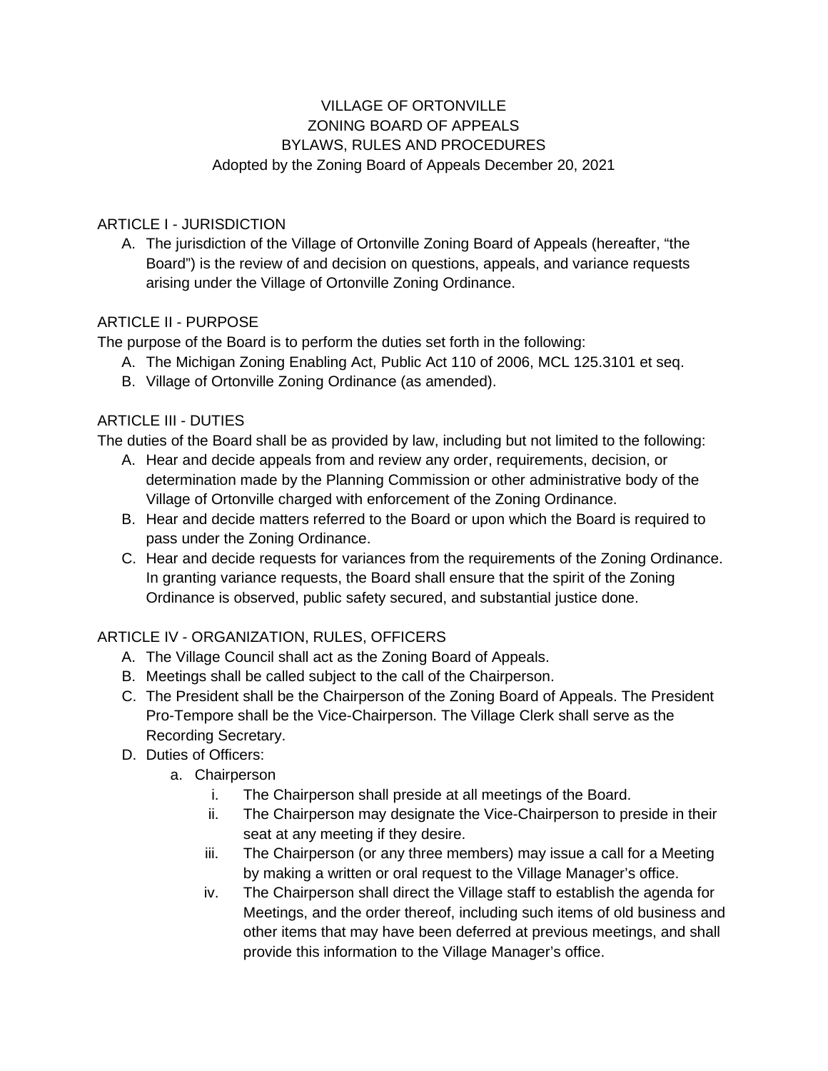# VILLAGE OF ORTONVILLE
# ZONING BOARD OF APPEALS
# BYLAWS, RULES AND PROCEDURES

Adopted by the Zoning Board of Appeals December 20, 2021

## ARTICLE I - JURISDICTION

A. The jurisdiction of the Village of Ortonville Zoning Board of Appeals (hereafter, "the Board") is the review of and decision on questions, appeals, and variance requests arising under the Village of Ortonville Zoning Ordinance.

## ARTICLE II - PURPOSE

The purpose of the Board is to perform the duties set forth in the following:

A. The Michigan Zoning Enabling Act, Public Act 110 of 2006, MCL 125.3101 et seq.
B. Village of Ortonville Zoning Ordinance (as amended).

## ARTICLE III - DUTIES

The duties of the Board shall be as provided by law, including but not limited to the following:

A. Hear and decide appeals from and review any order, requirements, decision, or determination made by the Planning Commission or other administrative body of the Village of Ortonville charged with enforcement of the Zoning Ordinance.
B. Hear and decide matters referred to the Board or upon which the Board is required to pass under the Zoning Ordinance.
C. Hear and decide requests for variances from the requirements of the Zoning Ordinance. In granting variance requests, the Board shall ensure that the spirit of the Zoning Ordinance is observed, public safety secured, and substantial justice done.

## ARTICLE IV - ORGANIZATION, RULES, OFFICERS

A. The Village Council shall act as the Zoning Board of Appeals.
B. Meetings shall be called subject to the call of the Chairperson.
C. The President shall be the Chairperson of the Zoning Board of Appeals. The President Pro-Tempore shall be the Vice-Chairperson. The Village Clerk shall serve as the Recording Secretary.
D. Duties of Officers:
    a. Chairperson
        i. The Chairperson shall preside at all meetings of the Board.
        ii. The Chairperson may designate the Vice-Chairperson to preside in their seat at any meeting if they desire.
        iii. The Chairperson (or any three members) may issue a call for a Meeting by making a written or oral request to the Village Manager's office.
        iv. The Chairperson shall direct the Village staff to establish the agenda for Meetings, and the order thereof, including such items of old business and other items that may have been deferred at previous meetings, and shall provide this information to the Village Manager's office.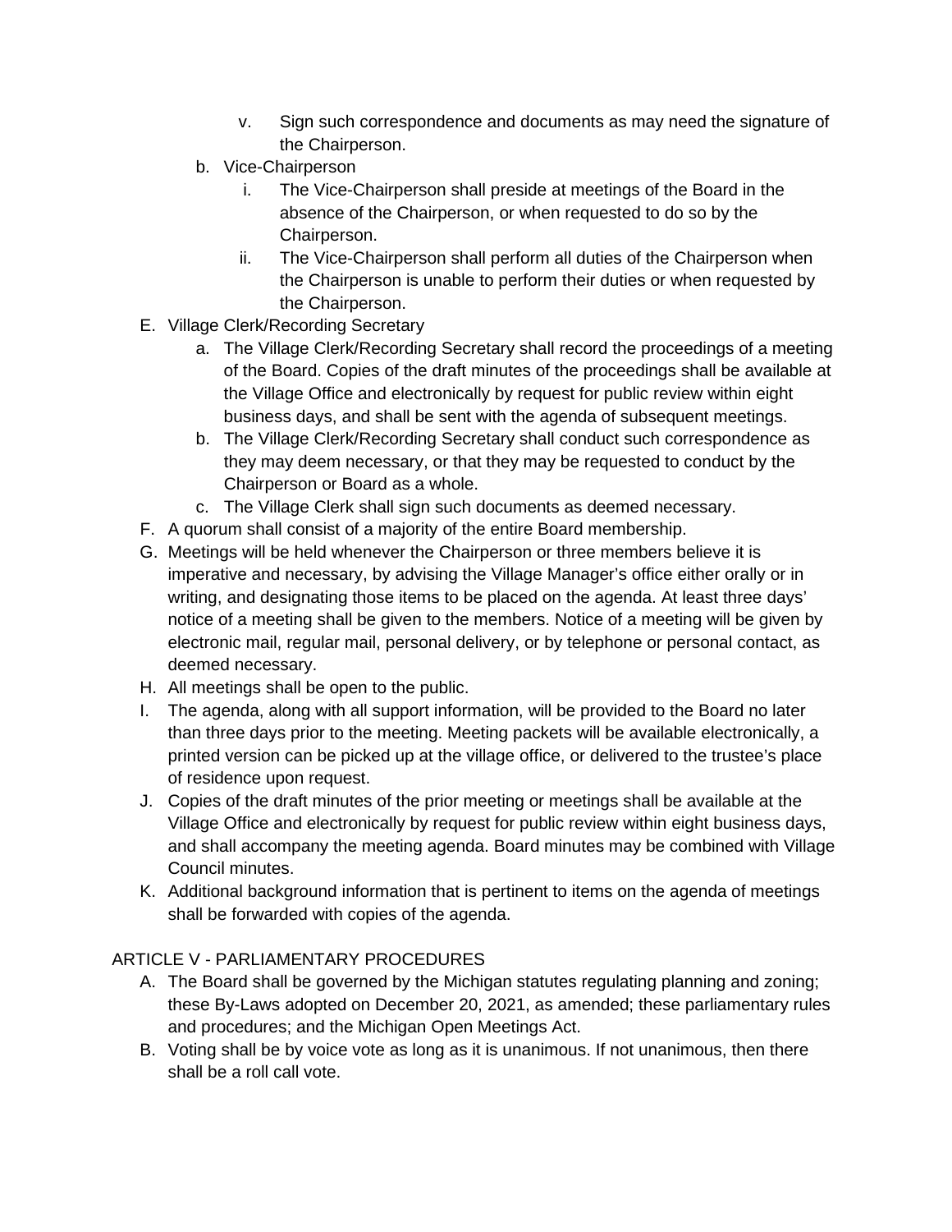v. Sign such correspondence and documents as may need the signature of the Chairperson.

b. Vice-Chairperson
   i. The Vice-Chairperson shall preside at meetings of the Board in the absence of the Chairperson, or when requested to do so by the Chairperson.
   ii. The Vice-Chairperson shall perform all duties of the Chairperson when the Chairperson is unable to perform their duties or when requested by the Chairperson.

E. Village Clerk/Recording Secretary
   a. The Village Clerk/Recording Secretary shall record the proceedings of a meeting of the Board. Copies of the draft minutes of the proceedings shall be available at the Village Office and electronically by request for public review within eight business days, and shall be sent with the agenda of subsequent meetings.
   b. The Village Clerk/Recording Secretary shall conduct such correspondence as they may deem necessary, or that they may be requested to conduct by the Chairperson or Board as a whole.
   c. The Village Clerk shall sign such documents as deemed necessary.

F. A quorum shall consist of a majority of the entire Board membership.

G. Meetings will be held whenever the Chairperson or three members believe it is imperative and necessary, by advising the Village Manager's office either orally or in writing, and designating those items to be placed on the agenda. At least three days' notice of a meeting shall be given to the members. Notice of a meeting will be given by electronic mail, regular mail, personal delivery, or by telephone or personal contact, as deemed necessary.

H. All meetings shall be open to the public.

I. The agenda, along with all support information, will be provided to the Board no later than three days prior to the meeting. Meeting packets will be available electronically, a printed version can be picked up at the village office, or delivered to the trustee's place of residence upon request.

J. Copies of the draft minutes of the prior meeting or meetings shall be available at the Village Office and electronically by request for public review within eight business days, and shall accompany the meeting agenda. Board minutes may be combined with Village Council minutes.

K. Additional background information that is pertinent to items on the agenda of meetings shall be forwarded with copies of the agenda.

## ARTICLE V - PARLIAMENTARY PROCEDURES

A. The Board shall be governed by the Michigan statutes regulating planning and zoning; these By-Laws adopted on December 20, 2021, as amended; these parliamentary rules and procedures; and the Michigan Open Meetings Act.

B. Voting shall be by voice vote as long as it is unanimous. If not unanimous, then there shall be a roll call vote.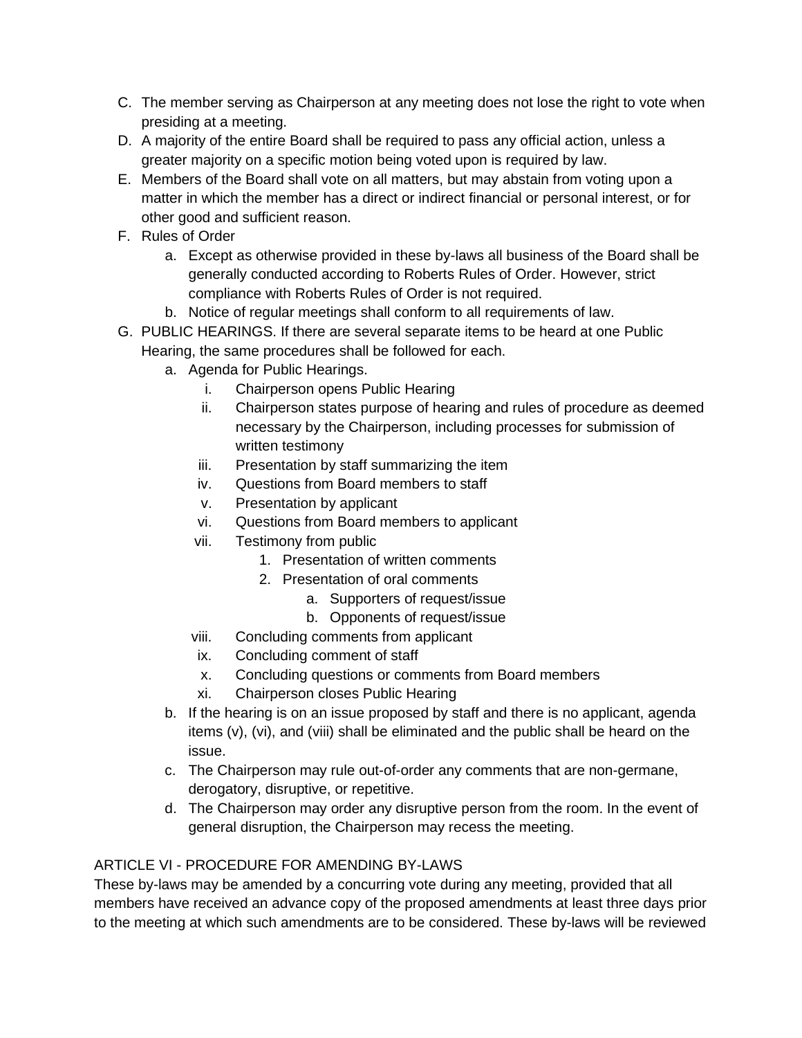C. The member serving as Chairperson at any meeting does not lose the right to vote when presiding at a meeting.

D. A majority of the entire Board shall be required to pass any official action, unless a greater majority on a specific motion being voted upon is required by law.

E. Members of the Board shall vote on all matters, but may abstain from voting upon a matter in which the member has a direct or indirect financial or personal interest, or for other good and sufficient reason.

F. Rules of Order
   a. Except as otherwise provided in these by-laws all business of the Board shall be generally conducted according to Roberts Rules of Order. However, strict compliance with Roberts Rules of Order is not required.
   b. Notice of regular meetings shall conform to all requirements of law.

G. PUBLIC HEARINGS. If there are several separate items to be heard at one Public Hearing, the same procedures shall be followed for each.
   a. Agenda for Public Hearings.
      i. Chairperson opens Public Hearing
      ii. Chairperson states purpose of hearing and rules of procedure as deemed necessary by the Chairperson, including processes for submission of written testimony
      iii. Presentation by staff summarizing the item
      iv. Questions from Board members to staff
      v. Presentation by applicant
      vi. Questions from Board members to applicant
      vii. Testimony from public
         1. Presentation of written comments
         2. Presentation of oral comments
            a. Supporters of request/issue
            b. Opponents of request/issue
      viii. Concluding comments from applicant
      ix. Concluding comment of staff
      x. Concluding questions or comments from Board members
      xi. Chairperson closes Public Hearing
   b. If the hearing is on an issue proposed by staff and there is no applicant, agenda items (v), (vi), and (viii) shall be eliminated and the public shall be heard on the issue.
   c. The Chairperson may rule out-of-order any comments that are non-germane, derogatory, disruptive, or repetitive.
   d. The Chairperson may order any disruptive person from the room. In the event of general disruption, the Chairperson may recess the meeting.

ARTICLE VI - PROCEDURE FOR AMENDING BY-LAWS

These by-laws may be amended by a concurring vote during any meeting, provided that all members have received an advance copy of the proposed amendments at least three days prior to the meeting at which such amendments are to be considered. These by-laws will be reviewed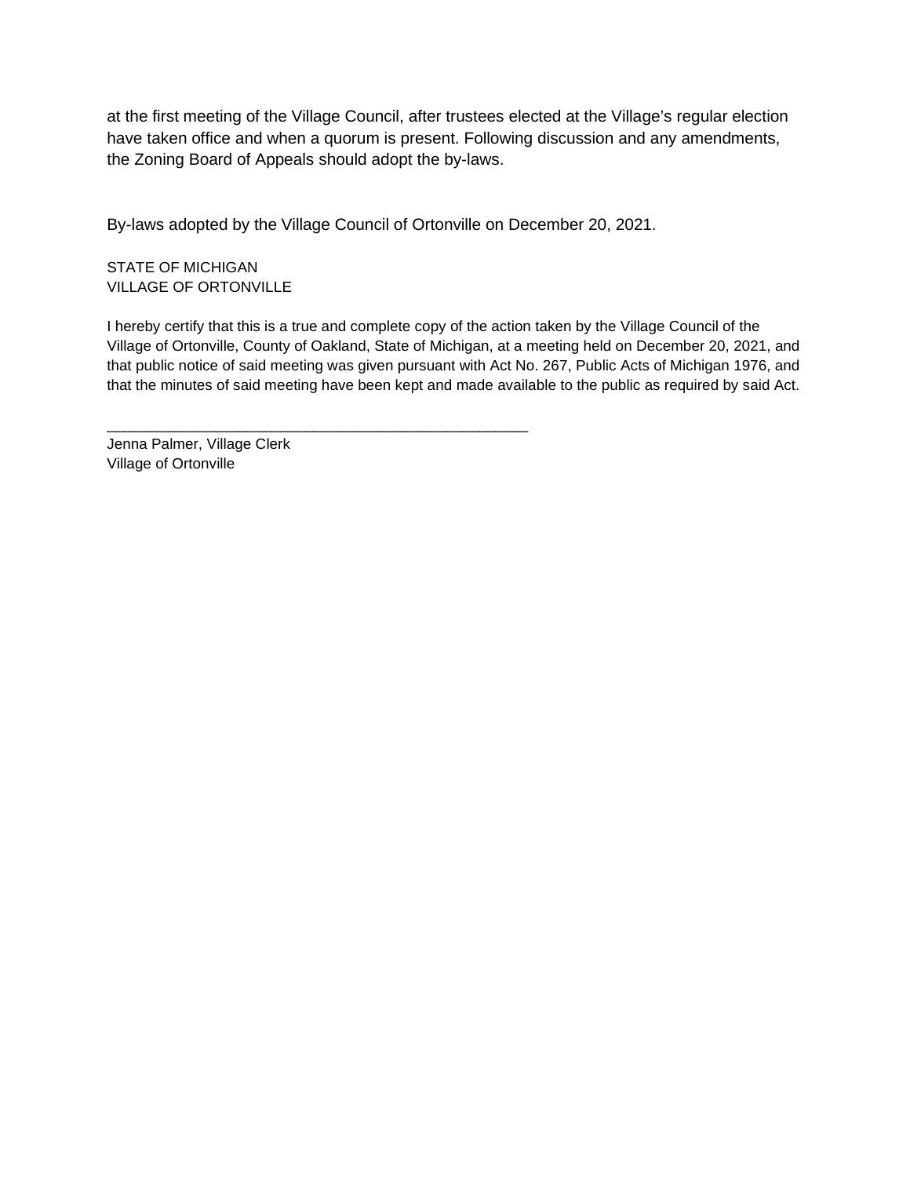at the first meeting of the Village Council, after trustees elected at the Village's regular election have taken office and when a quorum is present. Following discussion and any amendments, the Zoning Board of Appeals should adopt the by-laws.

By-laws adopted by the Village Council of Ortonville on December 20, 2021.

STATE OF MICHIGAN
VILLAGE OF ORTONVILLE

I hereby certify that this is a true and complete copy of the action taken by the Village Council of the Village of Ortonville, County of Oakland, State of Michigan, at a meeting held on December 20, 2021, and that public notice of said meeting was given pursuant with Act No. 267, Public Acts of Michigan 1976, and that the minutes of said meeting have been kept and made available to the public as required by said Act.

\_\_\_\_\_\_\_\_\_\_\_\_\_\_\_\_\_\_\_\_\_\_\_\_\_\_\_\_\_\_\_\_\_\_\_\_\_\_\_\_\_\_\_\_\_\_\_\_\_\_\_\_

Jenna Palmer, Village Clerk
Village of Ortonville